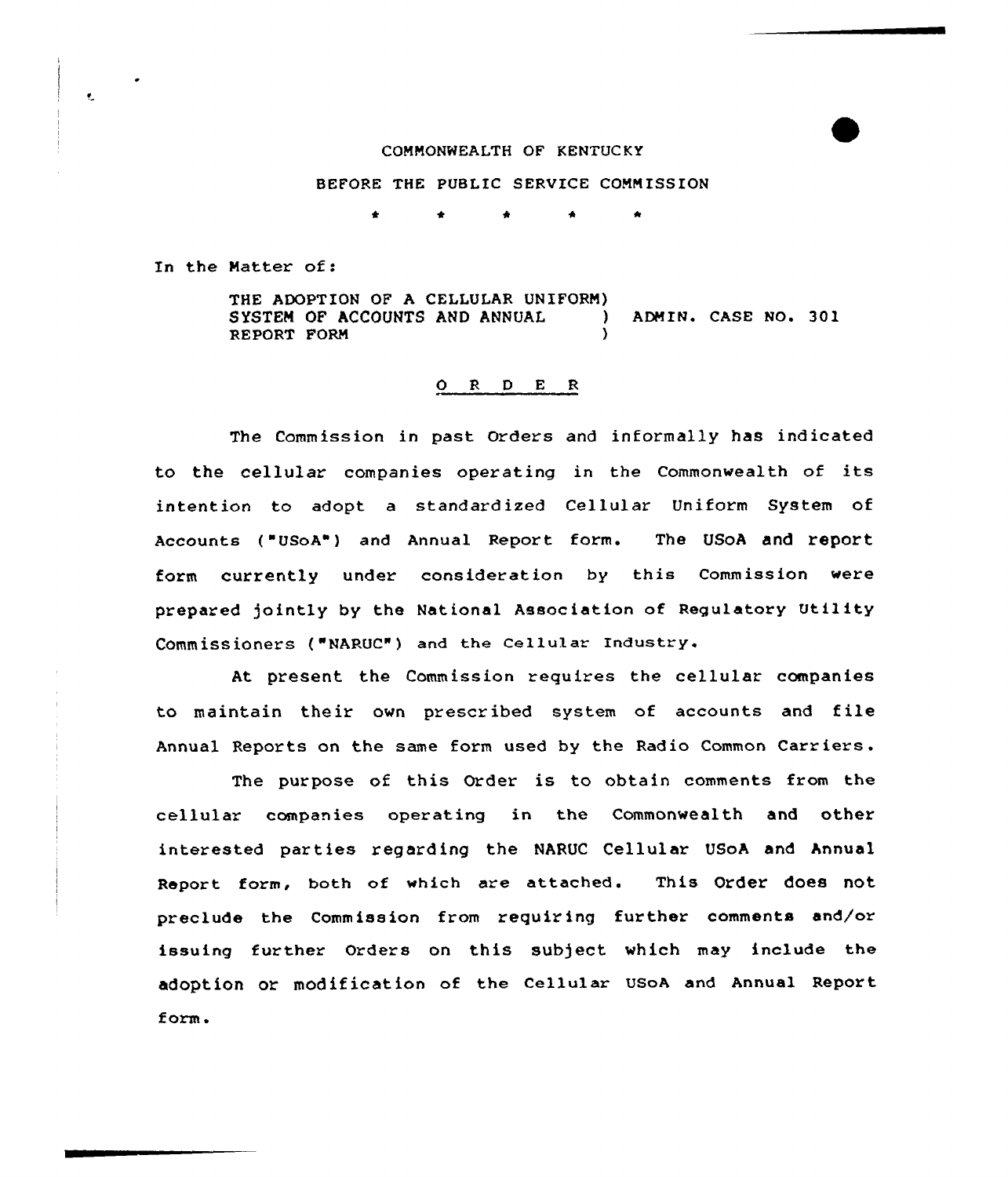COMMONWEALTH OF KENTUCKY

BEFORE THE PUBLIC SERVICE COMMISSION

\* \* \* \* \*

In the Matter of:

THE ADOPTION OF A CELLULAR UNIFORM SYSTEM OF ACCOUNTS AND ANNUAL REPORT FORM ) ADMIN. CASE NO. 301

O R D E R

The Commission in past Orders and informally has indicated to the cellular companies operating in the Commonwealth of its intention to adopt a standardized Cellular Uniform System of Accounts ("USoA") and Annual Report form. The USoA and report form currently under consideration by this Commission were prepared jointly by the National Association of Regulatory Utility Commissioners ("NARUC") and the Cellular Industry.

At present the Commission requires the cellular companies to maintain their own prescribed system of accounts and file Annual Reports on the same form used by the Radio Common Carriers.

The purpose of this Order is to obtain comments from the cellular companies operating in the Commonwealth and other interested parties regarding the NARUC Cellular USoA and Annual Report form, both of which are attached. This Order does not preclude the Commission from requiring further comments and/or issuing further Orders on this subject which may include the adoption or modification of the Cellular USoA and Annual Report form.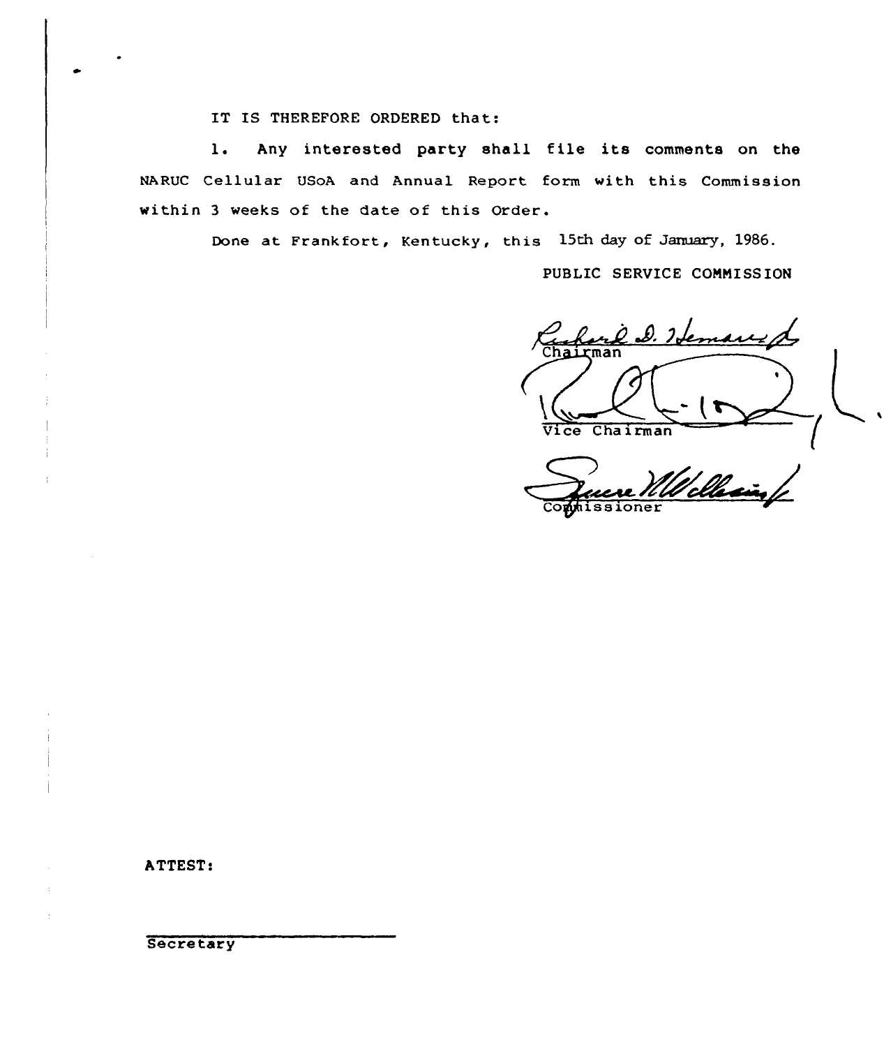IT IS THEREFORE ORDERED that:

1. Any interested party shall file its comments on the NARUC Cellular USoA and Annual Report form with this Commission within 3 weeks of the date of this Order.

Done at Frankfort, Kentucky, this 15th day of January, 1986.

PUBLIC SERVICE COMMISSION

Chairman

Vice Chairman

Commissioner

ATTEST:

Secretary